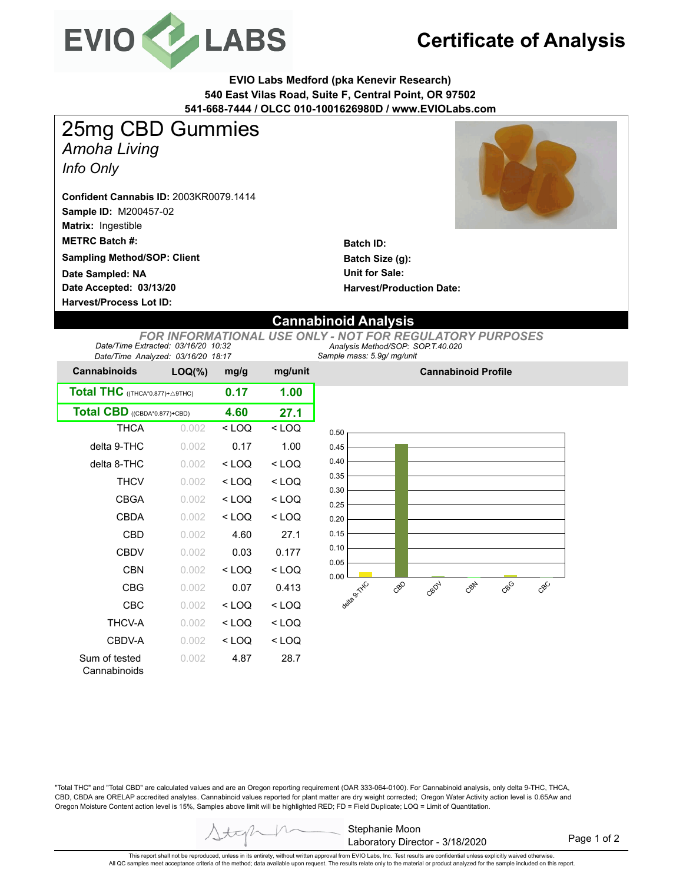# EVIO LABS

# Certificate of Analysis

**EVIO Labs Medford (pka Kenevir Research)**
**540 East Vilas Road, Suite F, Central Point, OR 97502**
**541-668-7444 / OLCC 010-1001626980D / www.EVIOLabs.com**

## 25mg CBD Gummies

*Amoha Living*

*Info Only*

**Confident Cannabis ID:** 2003KR0079.1414
**Sample ID:** M200457-02
**Matrix:** Ingestible
**METRC Batch #:**
**Sampling Method/SOP: Client**
**Date Sampled: NA**
**Date Accepted: 03/13/20**
**Harvest/Process Lot ID:**

**Batch ID:**
**Batch Size (g):**
**Unit for Sale:**
**Harvest/Production Date:**

## Cannabinoid Analysis

*FOR INFORMATIONAL USE ONLY - NOT FOR REGULATORY PURPOSES*

*Date/Time Extracted: 03/16/20 10:32*
*Date/Time Analyzed: 03/16/20 18:17*
*Analysis Method/SOP: SOP.T.40.020*
*Sample mass: 5.9g/ mg/unit*

| Cannabinoids | LOQ(%) | mg/g | mg/unit |
|---|---|---|---|
| **Total THC** ((THCA*0.877)+△9THC) | | **0.17** | **1.00** |
| **Total CBD** ((CBDA*0.877)+CBD) | | **4.60** | **27.1** |
| THCA | 0.002 | < LOQ | < LOQ |
| delta 9-THC | 0.002 | 0.17 | 1.00 |
| delta 8-THC | 0.002 | < LOQ | < LOQ |
| THCV | 0.002 | < LOQ | < LOQ |
| CBGA | 0.002 | < LOQ | < LOQ |
| CBDA | 0.002 | < LOQ | < LOQ |
| CBD | 0.002 | 4.60 | 27.1 |
| CBDV | 0.002 | 0.03 | 0.177 |
| CBN | 0.002 | < LOQ | < LOQ |
| CBG | 0.002 | 0.07 | 0.413 |
| CBC | 0.002 | < LOQ | < LOQ |
| THCV-A | 0.002 | < LOQ | < LOQ |
| CBDV-A | 0.002 | < LOQ | < LOQ |
| Sum of tested Cannabinoids | 0.002 | 4.87 | 28.7 |

**Cannabinoid Profile**

"Total THC" and "Total CBD" are calculated values and are an Oregon reporting requirement (OAR 333-064-0100). For Cannabinoid analysis, only delta 9-THC, THCA, CBD, CBDA are ORELAP accredited analytes. Cannabinoid values reported for plant matter are dry weight corrected; Oregon Water Activity action level is 0.65Aw and Oregon Moisture Content action level is 15%, Samples above limit will be highlighted RED; FD = Field Duplicate; LOQ = Limit of Quantitation.

Stephanie Moon
Laboratory Director - 3/18/2020

This report shall not be reproduced, unless in its entirety, without written approval from EVIO Labs, Inc. Test results are confidential unless explicitly waived otherwise.
All QC samples meet acceptance criteria of the method; data available upon request. The results relate only to the material or product analyzed for the sample included on this report.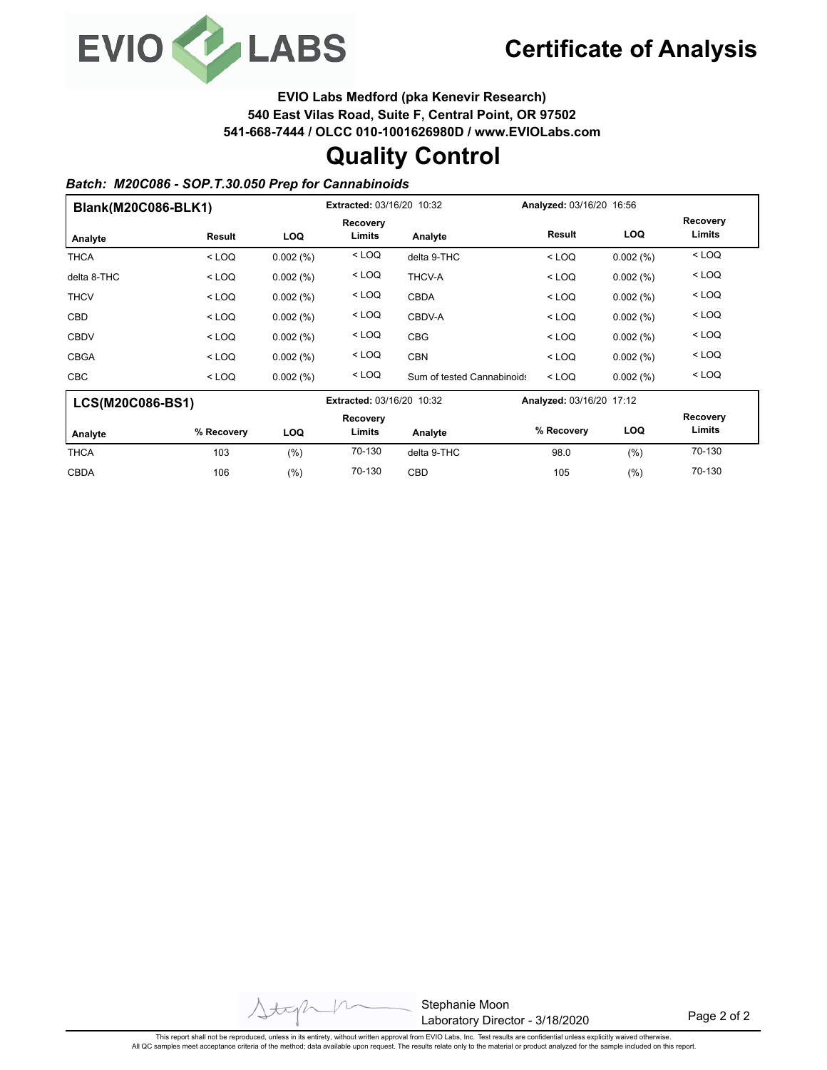# Certificate of Analysis

**EVIO Labs Medford (pka Kenevir Research)**
**540 East Vilas Road, Suite F, Central Point, OR 97502**
**541-668-7444 / OLCC 010-1001626980D / www.EVIOLabs.com**

# Quality Control

***Batch: M20C086 - SOP.T.30.050 Prep for Cannabinoids***

| Blank(M20C086-BLK1) | | | Extracted: 03/16/20 10:32 | | Analyzed: 03/16/20 16:56 | | |
|---|---|---|---|---|---|---|---|
| **Analyte** | **Result** | **LOQ** | **Recovery Limits** | **Analyte** | **Result** | **LOQ** | **Recovery Limits** |
| THCA | < LOQ | 0.002 (%) | < LOQ | delta 9-THC | < LOQ | 0.002 (%) | < LOQ |
| delta 8-THC | < LOQ | 0.002 (%) | < LOQ | THCV-A | < LOQ | 0.002 (%) | < LOQ |
| THCV | < LOQ | 0.002 (%) | < LOQ | CBDA | < LOQ | 0.002 (%) | < LOQ |
| CBD | < LOQ | 0.002 (%) | < LOQ | CBDV-A | < LOQ | 0.002 (%) | < LOQ |
| CBDV | < LOQ | 0.002 (%) | < LOQ | CBG | < LOQ | 0.002 (%) | < LOQ |
| CBGA | < LOQ | 0.002 (%) | < LOQ | CBN | < LOQ | 0.002 (%) | < LOQ |
| CBC | < LOQ | 0.002 (%) | < LOQ | Sum of tested Cannabinoids | < LOQ | 0.002 (%) | < LOQ |

| LCS(M20C086-BS1) | | | Extracted: 03/16/20 10:32 | | Analyzed: 03/16/20 17:12 | | |
|---|---|---|---|---|---|---|---|
| **Analyte** | **% Recovery** | **LOQ** | **Recovery Limits** | **Analyte** | **% Recovery** | **LOQ** | **Recovery Limits** |
| THCA | 103 | (%) | 70-130 | delta 9-THC | 98.0 | (%) | 70-130 |
| CBDA | 106 | (%) | 70-130 | CBD | 105 | (%) | 70-130 |

Stephanie Moon
Laboratory Director - 3/18/2020

This report shall not be reproduced, unless in its entirety, without written approval from EVIO Labs, Inc. Test results are confidential unless explicitly waived otherwise.
All QC samples meet acceptance criteria of the method; data available upon request. The results relate only to the material or product analyzed for the sample included on this report.